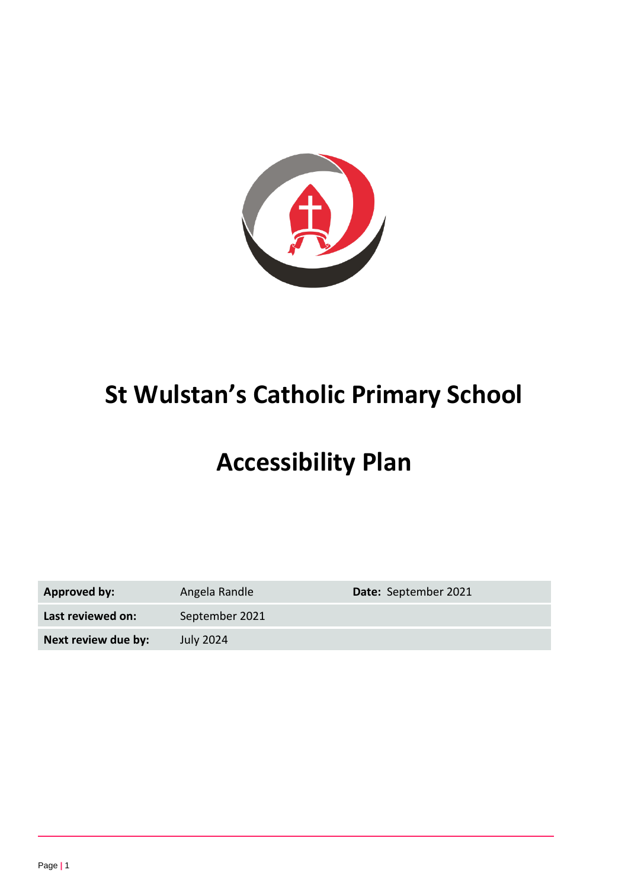# St Wulstan's Catholic Primary School

# Accessibility Plan

| | | |
|---|---|---|
| **Approved by:** | Angela Randle | **Date:** September 2021 |
| **Last reviewed on:** | September 2021 | |
| **Next review due by:** | July 2024 | |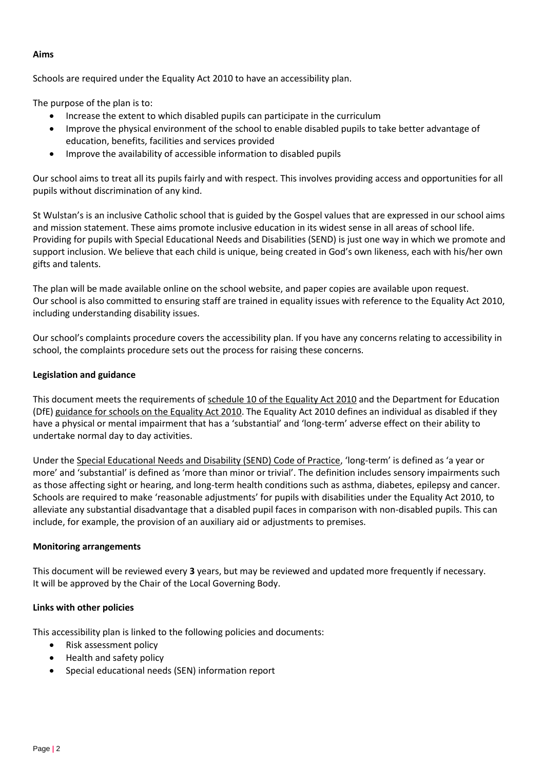**Aims**

Schools are required under the Equality Act 2010 to have an accessibility plan.

The purpose of the plan is to:

- Increase the extent to which disabled pupils can participate in the curriculum
- Improve the physical environment of the school to enable disabled pupils to take better advantage of education, benefits, facilities and services provided
- Improve the availability of accessible information to disabled pupils

Our school aims to treat all its pupils fairly and with respect. This involves providing access and opportunities for all pupils without discrimination of any kind.

St Wulstan's is an inclusive Catholic school that is guided by the Gospel values that are expressed in our school aims and mission statement. These aims promote inclusive education in its widest sense in all areas of school life. Providing for pupils with Special Educational Needs and Disabilities (SEND) is just one way in which we promote and support inclusion. We believe that each child is unique, being created in God's own likeness, each with his/her own gifts and talents.

The plan will be made available online on the school website, and paper copies are available upon request. Our school is also committed to ensuring staff are trained in equality issues with reference to the Equality Act 2010, including understanding disability issues.

Our school's complaints procedure covers the accessibility plan. If you have any concerns relating to accessibility in school, the complaints procedure sets out the process for raising these concerns.

**Legislation and guidance**

This document meets the requirements of schedule 10 of the Equality Act 2010 and the Department for Education (DfE) guidance for schools on the Equality Act 2010. The Equality Act 2010 defines an individual as disabled if they have a physical or mental impairment that has a 'substantial' and 'long-term' adverse effect on their ability to undertake normal day to day activities.

Under the Special Educational Needs and Disability (SEND) Code of Practice, 'long-term' is defined as 'a year or more' and 'substantial' is defined as 'more than minor or trivial'. The definition includes sensory impairments such as those affecting sight or hearing, and long-term health conditions such as asthma, diabetes, epilepsy and cancer. Schools are required to make 'reasonable adjustments' for pupils with disabilities under the Equality Act 2010, to alleviate any substantial disadvantage that a disabled pupil faces in comparison with non-disabled pupils. This can include, for example, the provision of an auxiliary aid or adjustments to premises.

**Monitoring arrangements**

This document will be reviewed every **3** years, but may be reviewed and updated more frequently if necessary. It will be approved by the Chair of the Local Governing Body.

**Links with other policies**

This accessibility plan is linked to the following policies and documents:

- Risk assessment policy
- Health and safety policy
- Special educational needs (SEN) information report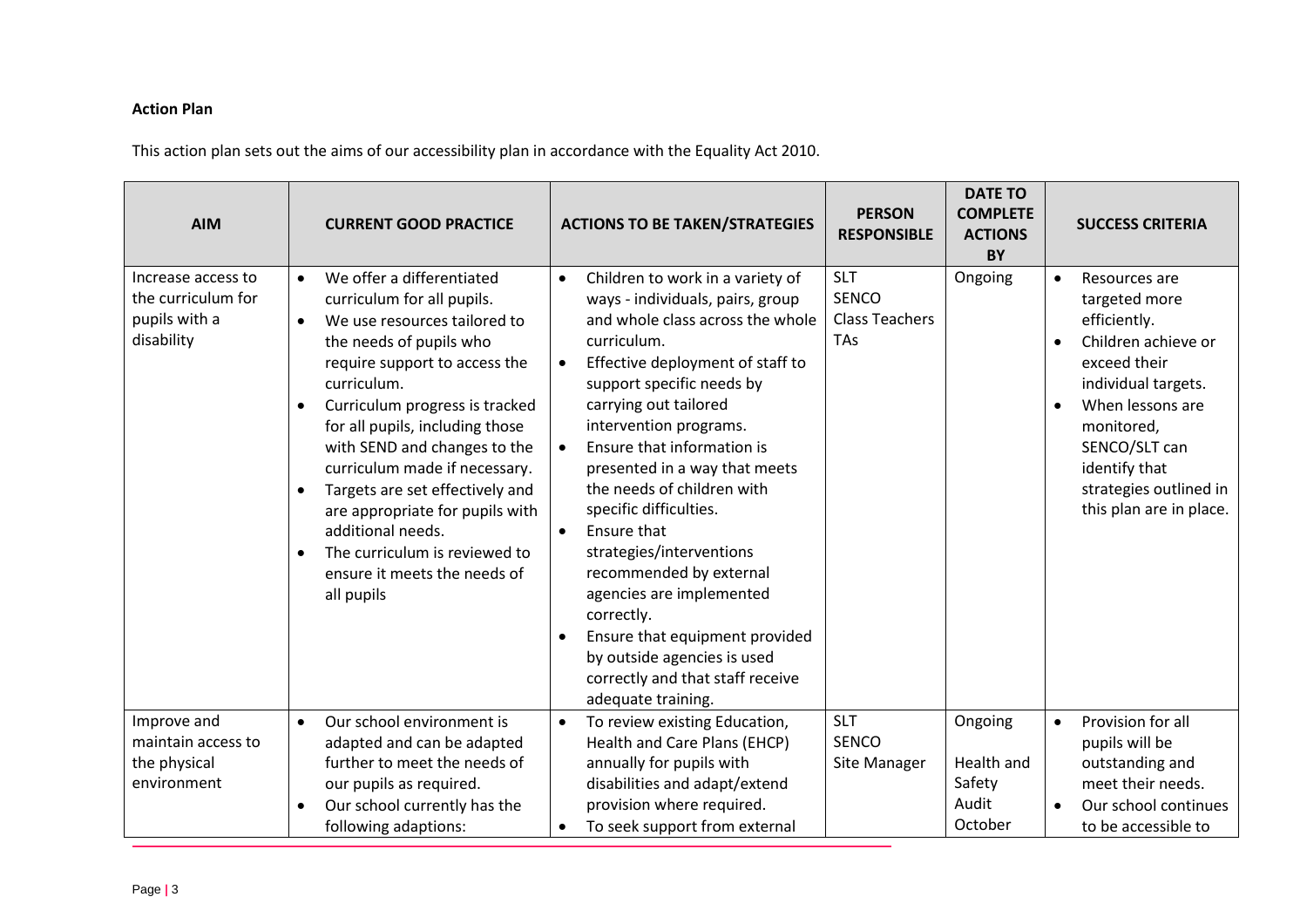**Action Plan**

This action plan sets out the aims of our accessibility plan in accordance with the Equality Act 2010.

| AIM | CURRENT GOOD PRACTICE | ACTIONS TO BE TAKEN/STRATEGIES | PERSON RESPONSIBLE | DATE TO COMPLETE ACTIONS BY | SUCCESS CRITERIA |
|---|---|---|---|---|---|
| Increase access to the curriculum for pupils with a disability | • We offer a differentiated curriculum for all pupils.<br>• We use resources tailored to the needs of pupils who require support to access the curriculum.<br>• Curriculum progress is tracked for all pupils, including those with SEND and changes to the curriculum made if necessary.<br>• Targets are set effectively and are appropriate for pupils with additional needs.<br>• The curriculum is reviewed to ensure it meets the needs of all pupils | • Children to work in a variety of ways - individuals, pairs, group and whole class across the whole curriculum.<br>• Effective deployment of staff to support specific needs by carrying out tailored intervention programs.<br>• Ensure that information is presented in a way that meets the needs of children with specific difficulties.<br>• Ensure that strategies/interventions recommended by external agencies are implemented correctly.<br>• Ensure that equipment provided by outside agencies is used correctly and that staff receive adequate training. | SLT<br>SENCO<br>Class Teachers<br>TAs | Ongoing | • Resources are targeted more efficiently.<br>• Children achieve or exceed their individual targets.<br>• When lessons are monitored, SENCO/SLT can identify that strategies outlined in this plan are in place. |
| Improve and maintain access to the physical environment | • Our school environment is adapted and can be adapted further to meet the needs of our pupils as required.<br>• Our school currently has the following adaptions: | • To review existing Education, Health and Care Plans (EHCP) annually for pupils with disabilities and adapt/extend provision where required.<br>• To seek support from external | SLT<br>SENCO<br>Site Manager | Ongoing<br><br>Health and Safety Audit October | • Provision for all pupils will be outstanding and meet their needs.<br>• Our school continues to be accessible to |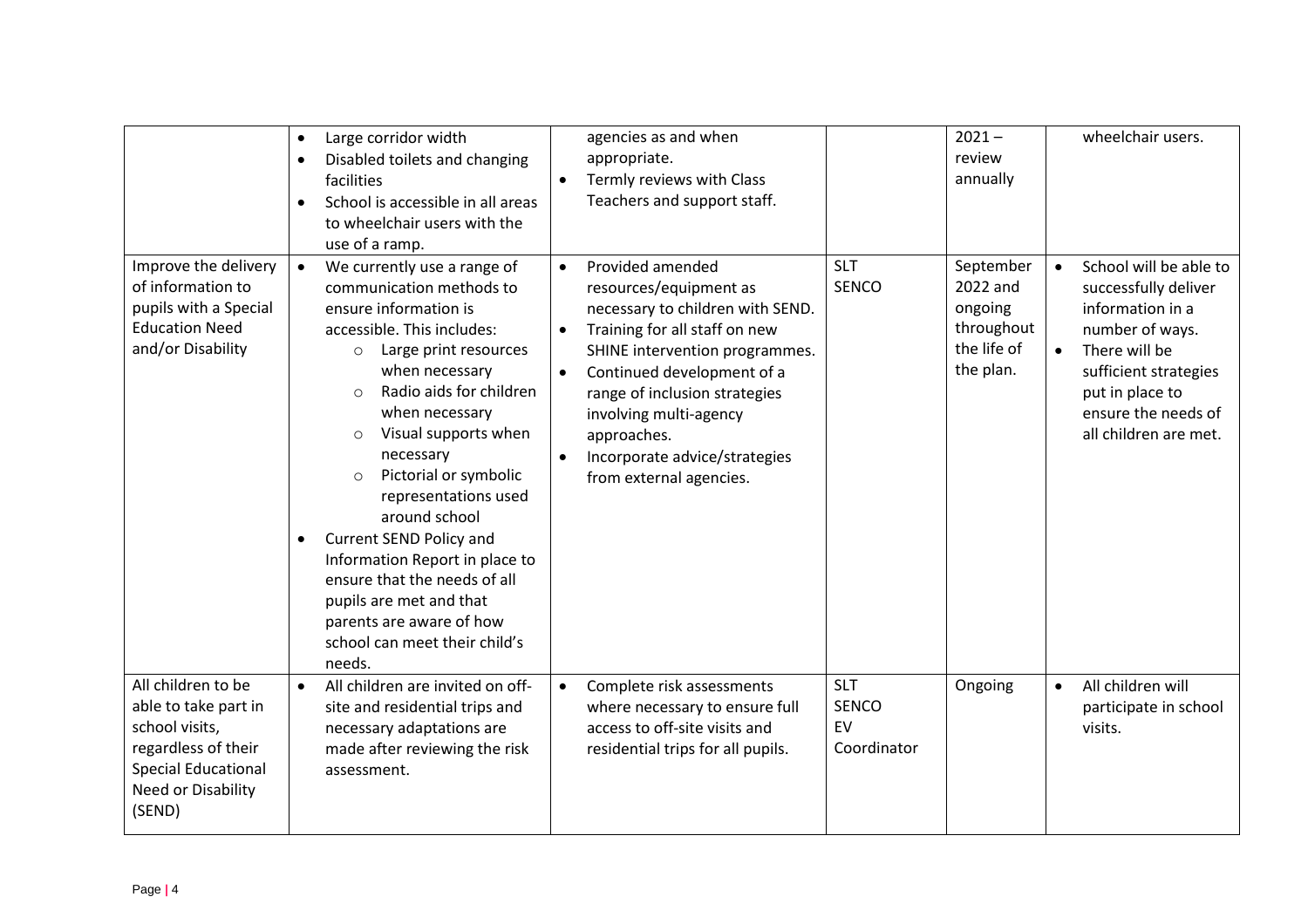| | | | | | |
|---|---|---|---|---|---|
| | • Large corridor width<br>• Disabled toilets and changing facilities<br>• School is accessible in all areas to wheelchair users with the use of a ramp. | agencies as and when appropriate.<br>• Termly reviews with Class Teachers and support staff. | | 2021 – review annually | wheelchair users. |
| Improve the delivery of information to pupils with a Special Education Need and/or Disability | • We currently use a range of communication methods to ensure information is accessible. This includes:<br>  ○ Large print resources when necessary<br>  ○ Radio aids for children when necessary<br>  ○ Visual supports when necessary<br>  ○ Pictorial or symbolic representations used around school<br>• Current SEND Policy and Information Report in place to ensure that the needs of all pupils are met and that parents are aware of how school can meet their child's needs. | • Provided amended resources/equipment as necessary to children with SEND.<br>• Training for all staff on new SHINE intervention programmes.<br>• Continued development of a range of inclusion strategies involving multi-agency approaches.<br>• Incorporate advice/strategies from external agencies. | SLT<br>SENCO | September 2022 and ongoing throughout the life of the plan. | • School will be able to successfully deliver information in a number of ways.<br>• There will be sufficient strategies put in place to ensure the needs of all children are met. |
| All children to be able to take part in school visits, regardless of their Special Educational Need or Disability (SEND) | • All children are invited on off-site and residential trips and necessary adaptations are made after reviewing the risk assessment. | • Complete risk assessments where necessary to ensure full access to off-site visits and residential trips for all pupils. | SLT<br>SENCO<br>EV Coordinator | Ongoing | • All children will participate in school visits. |